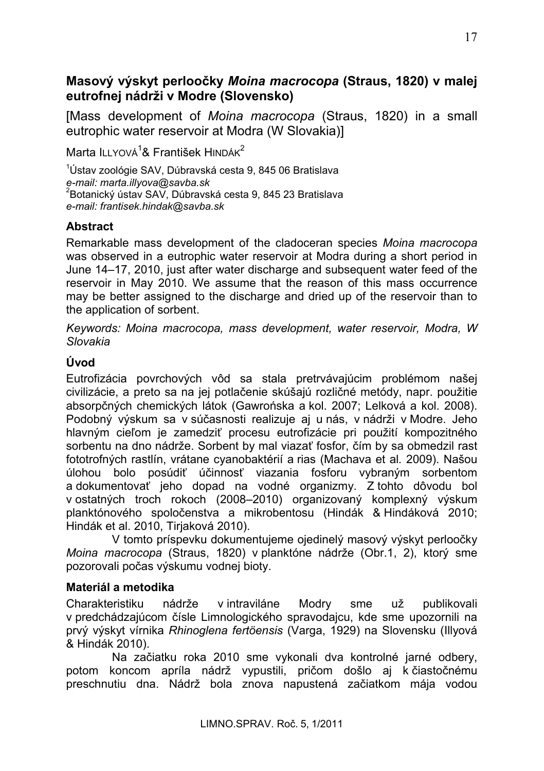# Masový výskyt perloočky *Moina macrocopa* (Straus, 1820) v malej eutrofnej nádrži v Modre (Slovensko)

[Mass development of *Moina macrocopa* (Straus, 1820) in a small eutrophic water reservoir at Modra (W Slovakia)]

Marta Illyová[1] & František Hindák[2]

[1]Ústav zoológie SAV, Dúbravská cesta 9, 845 06 Bratislava
*e-mail: marta.illyova@savba.sk*
[2]Botanický ústav SAV, Dúbravská cesta 9, 845 23 Bratislava
*e-mail: frantisek.hindak@savba.sk*

## Abstract

Remarkable mass development of the cladoceran species *Moina macrocopa* was observed in a eutrophic water reservoir at Modra during a short period in June 14–17, 2010, just after water discharge and subsequent water feed of the reservoir in May 2010. We assume that the reason of this mass occurrence may be better assigned to the discharge and dried up of the reservoir than to the application of sorbent.

*Keywords: Moina macrocopa, mass development, water reservoir, Modra, W Slovakia*

## Úvod

Eutrofizácia povrchových vôd sa stala pretrvávajúcim problémom našej civilizácie, a preto sa na jej potlačenie skúšajú rozličné metódy, napr. použitie absorpčných chemických látok (Gawrońska a kol. 2007; Lelková a kol. 2008). Podobný výskum sa v súčasnosti realizuje aj u nás, v nádrži v Modre. Jeho hlavným cieľom je zamedziť procesu eutrofizácie pri použití kompozitného sorbentu na dno nádrže. Sorbent by mal viazať fosfor, čím by sa obmedzil rast fototrofných rastlín, vrátane cyanobaktérií a rias (Machava et al. 2009). Našou úlohou bolo posúdiť účinnosť viazania fosforu vybraným sorbentom a dokumentovať jeho dopad na vodné organizmy. Z tohto dôvodu bol v ostatných troch rokoch (2008–2010) organizovaný komplexný výskum planktónového spoločenstva a mikrobentosu (Hindák & Hindáková 2010; Hindák et al. 2010, Tirjaková 2010).

V tomto príspevku dokumentujeme ojedinelý masový výskyt perloočky *Moina macrocopa* (Straus, 1820) v planktóne nádrže (Obr.1, 2), ktorý sme pozorovali počas výskumu vodnej bioty.

## Materiál a metodika

Charakteristiku nádrže v intraviláne Modry sme už publikovali v predchádzajúcom čísle Limnologického spravodajcu, kde sme upozornili na prvý výskyt vírnika *Rhinoglena fertöensis* (Varga, 1929) na Slovensku (Illyová & Hindák 2010).

Na začiatku roka 2010 sme vykonali dva kontrolné jarné odbery, potom koncom apríla nádrž vypustili, pričom došlo aj k čiastočnému preschnutiu dna. Nádrž bola znova napustená začiatkom mája vodou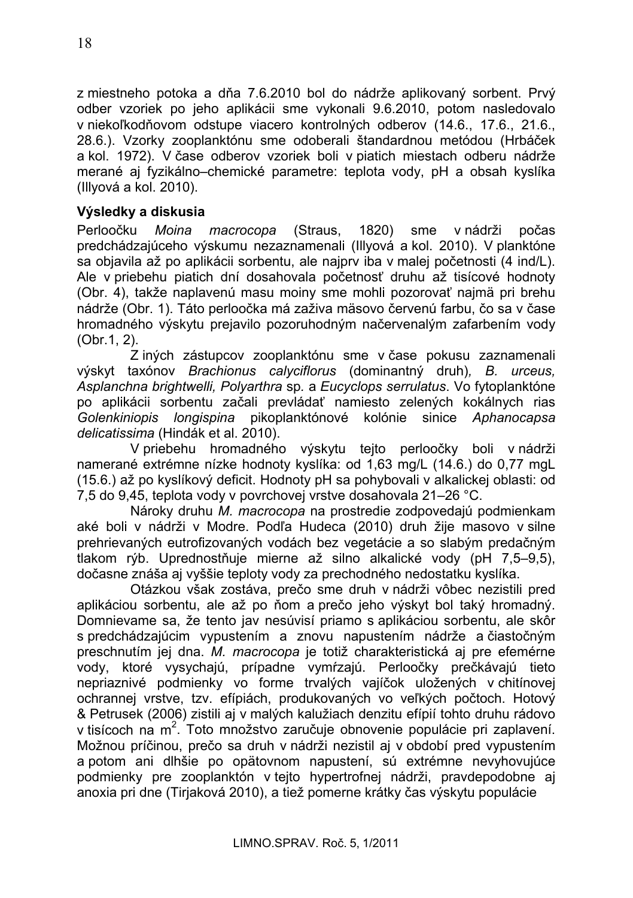z miestneho potoka a dňa 7.6.2010 bol do nádrže aplikovaný sorbent. Prvý odber vzoriek po jeho aplikácii sme vykonali 9.6.2010, potom nasledovalo v niekoľkodňovom odstupe viacero kontrolných odberov (14.6., 17.6., 21.6., 28.6.). Vzorky zooplanktónu sme odoberali štandardnou metódou (Hrbáček a kol. 1972). V čase odberov vzoriek boli v piatich miestach odberu nádrže merané aj fyzikálno–chemické parametre: teplota vody, pH a obsah kyslíka (Illyová a kol. 2010).

## Výsledky a diskusia

Perloočku *Moina macrocopa* (Straus, 1820) sme v nádrži počas predchádzajúceho výskumu nezaznamenali (Illyová a kol. 2010). V planktóne sa objavila až po aplikácii sorbentu, ale najprv iba v malej početnosti (4 ind/L). Ale v priebehu piatich dní dosahovala početnosť druhu až tisícové hodnoty (Obr. 4), takže naplavenú masu moiny sme mohli pozorovať najmä pri brehu nádrže (Obr. 1). Táto perloočka má zaživa mäsovo červenú farbu, čo sa v čase hromadného výskytu prejavilo pozoruhodným načervenalým zafarbením vody (Obr.1, 2).

Z iných zástupcov zooplanktónu sme v čase pokusu zaznamenali výskyt taxónov *Brachionus calyciflorus* (dominantný druh), *B. urceus, Asplanchna brightwelli, Polyarthra* sp. a *Eucyclops serrulatus*. Vo fytoplanktóne po aplikácii sorbentu začali prevládať namiesto zelených kokálnych rias *Golenkiniopis longispina* pikoplanktónové kolónie sinice *Aphanocapsa delicatissima* (Hindák et al. 2010).

V priebehu hromadného výskytu tejto perloočky boli v nádrži namerané extrémne nízke hodnoty kyslíka: od 1,63 mg/L (14.6.) do 0,77 mgL (15.6.) až po kyslíkový deficit. Hodnoty pH sa pohybovali v alkalickej oblasti: od 7,5 do 9,45, teplota vody v povrchovej vrstve dosahovala 21–26 °C.

Nároky druhu *M. macrocopa* na prostredie zodpovedajú podmienkam aké boli v nádrži v Modre. Podľa Hudeca (2010) druh žije masovo v silne prehrievaných eutrofizovaných vodách bez vegetácie a so slabým predačným tlakom rýb. Uprednostňuje mierne až silno alkalické vody (pH 7,5–9,5), dočasne znáša aj vyššie teploty vody za prechodného nedostatku kyslíka.

Otázkou však zostáva, prečo sme druh v nádrži vôbec nezistili pred aplikáciou sorbentu, ale až po ňom a prečo jeho výskyt bol taký hromadný. Domnievame sa, že tento jav nesúvisí priamo s aplikáciou sorbentu, ale skôr s predchádzajúcim vypustením a znovu napustením nádrže a čiastočným preschnutím jej dna. *M. macrocopa* je totiž charakteristická aj pre efemérne vody, ktoré vysychajú, prípadne vymŕzajú. Perloočky prečkávajú tieto nepriaznivé podmienky vo forme trvalých vajíčok uložených v chitínovej ochrannej vrstve, tzv. efípiách, produkovaných vo veľkých počtoch. Hotový & Petrusek (2006) zistili aj v malých kalužiach denzitu efípií tohto druhu rádovo v tisícoch na $m^2$. Toto množstvo zaručuje obnovenie populácie pri zaplavení. Možnou príčinou, prečo sa druh v nádrži nezistil aj v období pred vypustením a potom ani dlhšie po opätovnom napustení, sú extrémne nevyhovujúce podmienky pre zooplanktón v tejto hypertrofnej nádrži, pravdepodobne aj anoxia pri dne (Tirjaková 2010), a tiež pomerne krátky čas výskytu populácie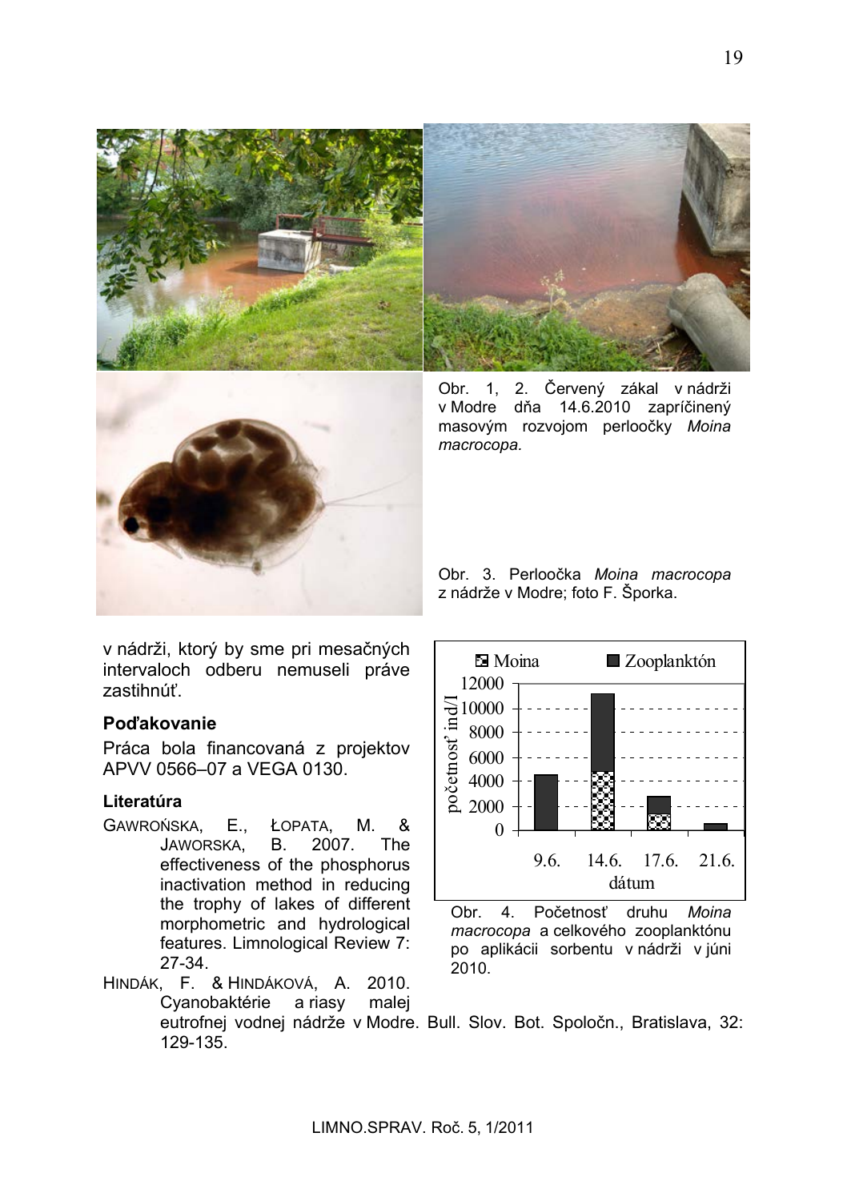Obr. 1, 2. Červený zákal v nádrži v Modre dňa 14.6.2010 zapríčinený masovým rozvojom perloočky *Moina macrocopa.*

Obr. 3. Perloočka *Moina macrocopa* z nádrže v Modre; foto F. Šporka.

v nádrži, ktorý by sme pri mesačných intervaloch odberu nemuseli práve zastihnúť.

Obr. 4. Početnosť druhu *Moina macrocopa* a celkového zooplanktónu po aplikácii sorbentu v nádrži v júni 2010.

## Poďakovanie

Práca bola financovaná z projektov APVV 0566–07 a VEGA 0130.

## Literatúra

GAWROŃSKA, E., ŁOPATA, M. & JAWORSKA, B. 2007. The effectiveness of the phosphorus inactivation method in reducing the trophy of lakes of different morphometric and hydrological features. Limnological Review 7: 27-34.

HINDÁK, F. & HINDÁKOVÁ, A. 2010. Cyanobaktérie a riasy malej eutrofnej vodnej nádrže v Modre. Bull. Slov. Bot. Spoločn., Bratislava, 32: 129-135.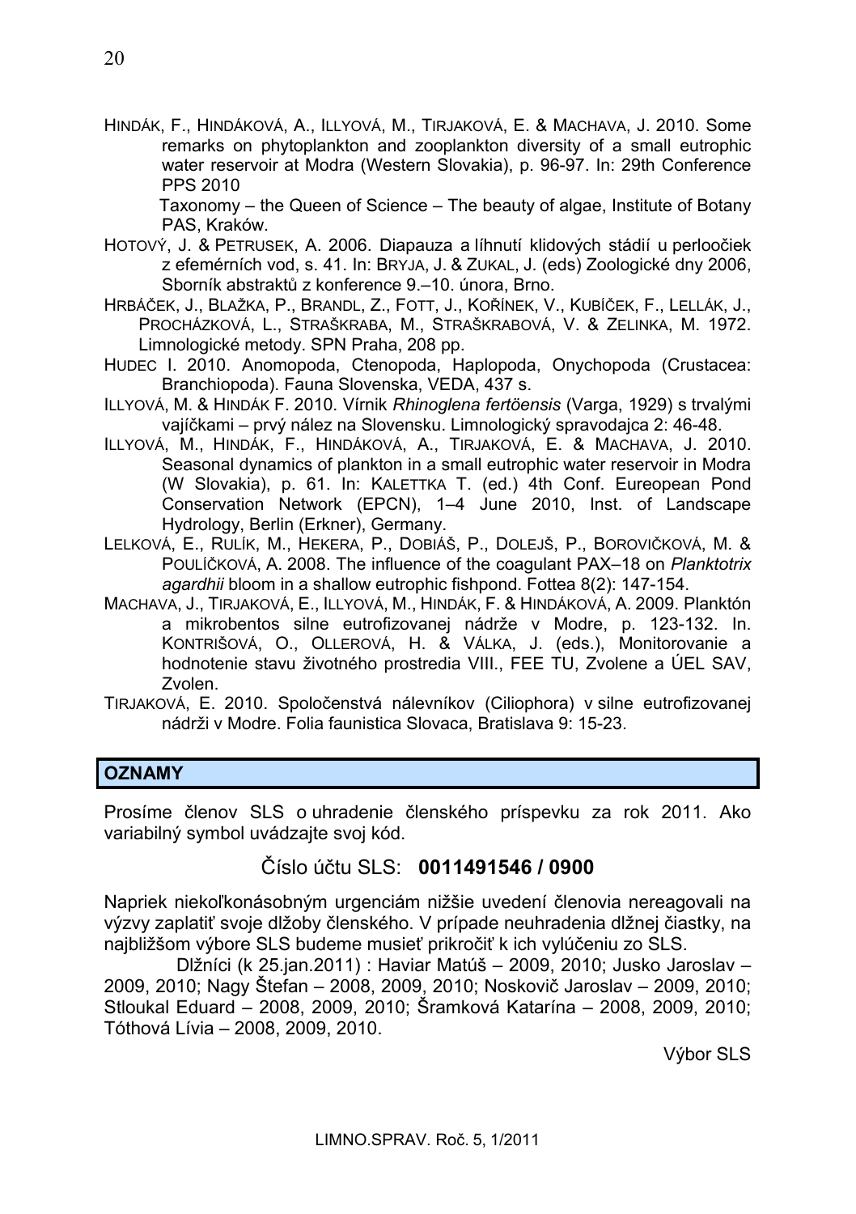HINDÁK, F., HINDÁKOVÁ, A., ILLYOVÁ, M., TIRJAKOVÁ, E. & MACHAVA, J. 2010. Some remarks on phytoplankton and zooplankton diversity of a small eutrophic water reservoir at Modra (Western Slovakia), p. 96-97. In: 29th Conference PPS 2010
Taxonomy – the Queen of Science – The beauty of algae, Institute of Botany PAS, Kraków.

HOTOVÝ, J. & PETRUSEK, A. 2006. Diapauza a líhnutí klidových stádií u perloočiek z efemérních vod, s. 41. In: BRYJA, J. & ZUKAL, J. (eds) Zoologické dny 2006, Sborník abstraktů z konference 9.–10. února, Brno.

HRBÁČEK, J., BLAŽKA, P., BRANDL, Z., FOTT, J., KOŘÍNEK, V., KUBÍČEK, F., LELLÁK, J., PROCHÁZKOVÁ, L., STRAŠKRABA, M., STRAŠKRABOVÁ, V. & ZELINKA, M. 1972. Limnologické metody. SPN Praha, 208 pp.

HUDEC I. 2010. Anomopoda, Ctenopoda, Haplopoda, Onychopoda (Crustacea: Branchiopoda). Fauna Slovenska, VEDA, 437 s.

ILLYOVÁ, M. & HINDÁK F. 2010. Vírnik *Rhinoglena fertöensis* (Varga, 1929) s trvalými vajíčkami – prvý nález na Slovensku. Limnologický spravodajca 2: 46-48.

ILLYOVÁ, M., HINDÁK, F., HINDÁKOVÁ, A., TIRJAKOVÁ, E. & MACHAVA, J. 2010. Seasonal dynamics of plankton in a small eutrophic water reservoir in Modra (W Slovakia), p. 61. In: KALETTKA T. (ed.) 4th Conf. Eureopean Pond Conservation Network (EPCN), 1–4 June 2010, Inst. of Landscape Hydrology, Berlin (Erkner), Germany.

LELKOVÁ, E., RULÍK, M., HEKERA, P., DOBIÁŠ, P., DOLEJŠ, P., BOROVIČKOVÁ, M. & POULÍČKOVÁ, A. 2008. The influence of the coagulant PAX–18 on *Planktotrix agardhii* bloom in a shallow eutrophic fishpond. Fottea 8(2): 147-154.

MACHAVA, J., TIRJAKOVÁ, E., ILLYOVÁ, M., HINDÁK, F. & HINDÁKOVÁ, A. 2009. Planktón a mikrobentos silne eutrofizovanej nádrže v Modre, p. 123-132. In. KONTRIŠOVÁ, O., OLLEROVÁ, H. & VÁLKA, J. (eds.), Monitorovanie a hodnotenie stavu životného prostredia VIII., FEE TU, Zvolene a ÚEL SAV, Zvolen.

TIRJAKOVÁ, E. 2010. Spoločenstvá nálevníkov (Ciliophora) v silne eutrofizovanej nádrži v Modre. Folia faunistica Slovaca, Bratislava 9: 15-23.

## OZNAMY

Prosíme členov SLS o uhradenie členského príspevku za rok 2011. Ako variabilný symbol uvádzajte svoj kód.

Číslo účtu SLS: **0011491546 / 0900**

Napriek niekoľkonásobným urgenciám nižšie uvedení členovia nereagovali na výzvy zaplatiť svoje dlžoby členského. V prípade neuhradenia dlžnej čiastky, na najbližšom výbore SLS budeme musieť prikročiť k ich vylúčeniu zo SLS.

Dlžníci (k 25.jan.2011) : Haviar Matúš – 2009, 2010; Jusko Jaroslav – 2009, 2010; Nagy Štefan – 2008, 2009, 2010; Noskovič Jaroslav – 2009, 2010; Stloukal Eduard – 2008, 2009, 2010; Šramková Katarína – 2008, 2009, 2010; Tóthová Lívia – 2008, 2009, 2010.

Výbor SLS